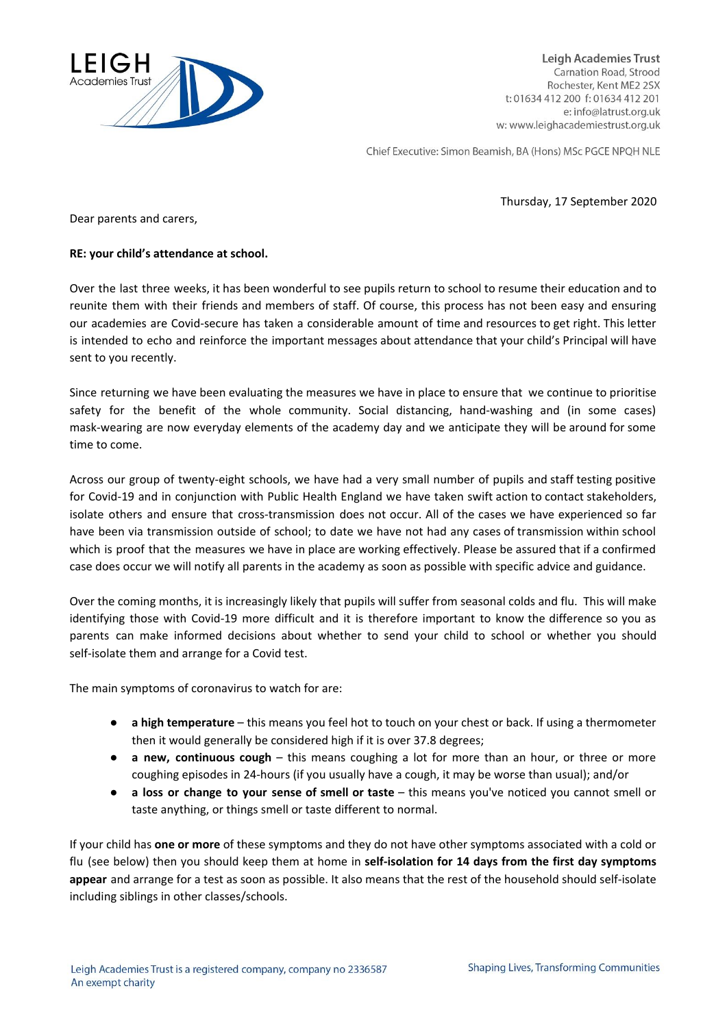LEIGH
Academies Trust

**Leigh Academies Trust**
Carnation Road, Strood
Rochester, Kent ME2 2SX
t: 01634 412 200 f: 01634 412 201
e: info@latrust.org.uk
w: www.leighacademiestrust.org.uk

Chief Executive: Simon Beamish, BA (Hons) MSc PGCE NPQH NLE

Thursday, 17 September 2020

Dear parents and carers,

**RE: your child's attendance at school.**

Over the last three weeks, it has been wonderful to see pupils return to school to resume their education and to reunite them with their friends and members of staff. Of course, this process has not been easy and ensuring our academies are Covid-secure has taken a considerable amount of time and resources to get right. This letter is intended to echo and reinforce the important messages about attendance that your child's Principal will have sent to you recently.

Since returning we have been evaluating the measures we have in place to ensure that we continue to prioritise safety for the benefit of the whole community. Social distancing, hand-washing and (in some cases) mask-wearing are now everyday elements of the academy day and we anticipate they will be around for some time to come.

Across our group of twenty-eight schools, we have had a very small number of pupils and staff testing positive for Covid-19 and in conjunction with Public Health England we have taken swift action to contact stakeholders, isolate others and ensure that cross-transmission does not occur. All of the cases we have experienced so far have been via transmission outside of school; to date we have not had any cases of transmission within school which is proof that the measures we have in place are working effectively. Please be assured that if a confirmed case does occur we will notify all parents in the academy as soon as possible with specific advice and guidance.

Over the coming months, it is increasingly likely that pupils will suffer from seasonal colds and flu. This will make identifying those with Covid-19 more difficult and it is therefore important to know the difference so you as parents can make informed decisions about whether to send your child to school or whether you should self-isolate them and arrange for a Covid test.

The main symptoms of coronavirus to watch for are:

- **a high temperature** – this means you feel hot to touch on your chest or back. If using a thermometer then it would generally be considered high if it is over 37.8 degrees;
- **a new, continuous cough** – this means coughing a lot for more than an hour, or three or more coughing episodes in 24-hours (if you usually have a cough, it may be worse than usual); and/or
- **a loss or change to your sense of smell or taste** – this means you've noticed you cannot smell or taste anything, or things smell or taste different to normal.

If your child has **one or more** of these symptoms and they do not have other symptoms associated with a cold or flu (see below) then you should keep them at home in **self-isolation for 14 days from the first day symptoms appear** and arrange for a test as soon as possible. It also means that the rest of the household should self-isolate including siblings in other classes/schools.

Leigh Academies Trust is a registered company, company no 2336587
An exempt charity

Shaping Lives, Transforming Communities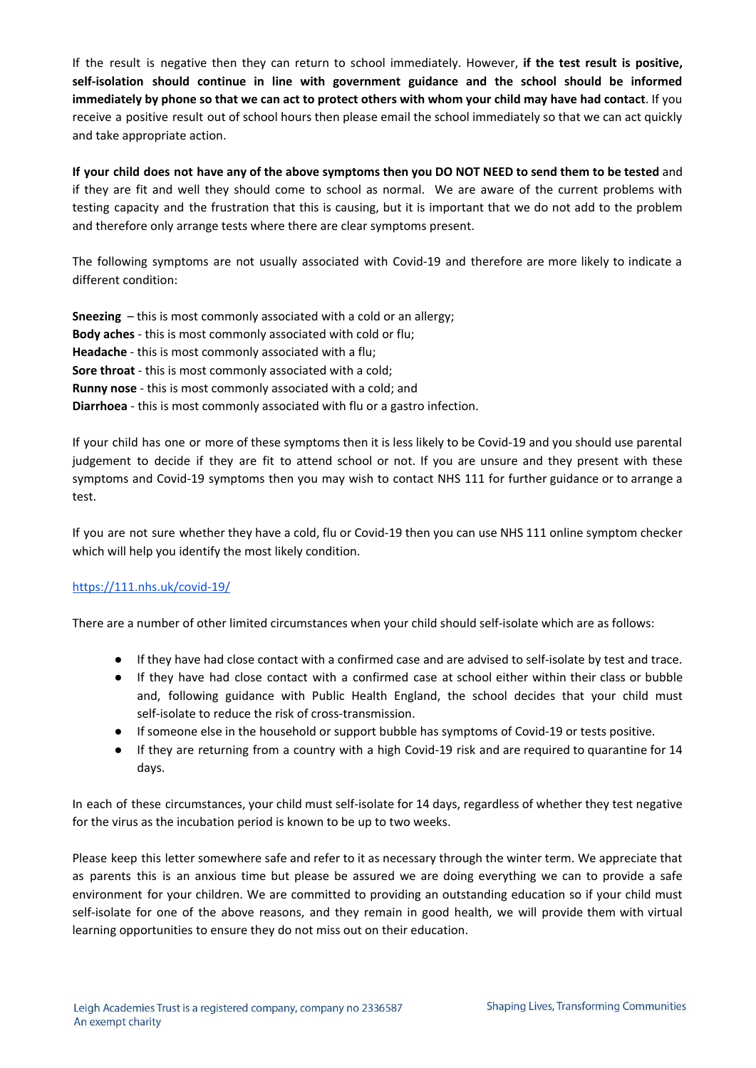If the result is negative then they can return to school immediately. However, **if the test result is positive, self-isolation should continue in line with government guidance and the school should be informed immediately by phone so that we can act to protect others with whom your child may have had contact**. If you receive a positive result out of school hours then please email the school immediately so that we can act quickly and take appropriate action.

**If your child does not have any of the above symptoms then you DO NOT NEED to send them to be tested** and if they are fit and well they should come to school as normal. We are aware of the current problems with testing capacity and the frustration that this is causing, but it is important that we do not add to the problem and therefore only arrange tests where there are clear symptoms present.

The following symptoms are not usually associated with Covid-19 and therefore are more likely to indicate a different condition:

**Sneezing** – this is most commonly associated with a cold or an allergy;
**Body aches** - this is most commonly associated with cold or flu;
**Headache** - this is most commonly associated with a flu;
**Sore throat** - this is most commonly associated with a cold;
**Runny nose** - this is most commonly associated with a cold; and
**Diarrhoea** - this is most commonly associated with flu or a gastro infection.

If your child has one or more of these symptoms then it is less likely to be Covid-19 and you should use parental judgement to decide if they are fit to attend school or not. If you are unsure and they present with these symptoms and Covid-19 symptoms then you may wish to contact NHS 111 for further guidance or to arrange a test.

If you are not sure whether they have a cold, flu or Covid-19 then you can use NHS 111 online symptom checker which will help you identify the most likely condition.

https://111.nhs.uk/covid-19/

There are a number of other limited circumstances when your child should self-isolate which are as follows:

- If they have had close contact with a confirmed case and are advised to self-isolate by test and trace.
- If they have had close contact with a confirmed case at school either within their class or bubble and, following guidance with Public Health England, the school decides that your child must self-isolate to reduce the risk of cross-transmission.
- If someone else in the household or support bubble has symptoms of Covid-19 or tests positive.
- If they are returning from a country with a high Covid-19 risk and are required to quarantine for 14 days.

In each of these circumstances, your child must self-isolate for 14 days, regardless of whether they test negative for the virus as the incubation period is known to be up to two weeks.

Please keep this letter somewhere safe and refer to it as necessary through the winter term. We appreciate that as parents this is an anxious time but please be assured we are doing everything we can to provide a safe environment for your children. We are committed to providing an outstanding education so if your child must self-isolate for one of the above reasons, and they remain in good health, we will provide them with virtual learning opportunities to ensure they do not miss out on their education.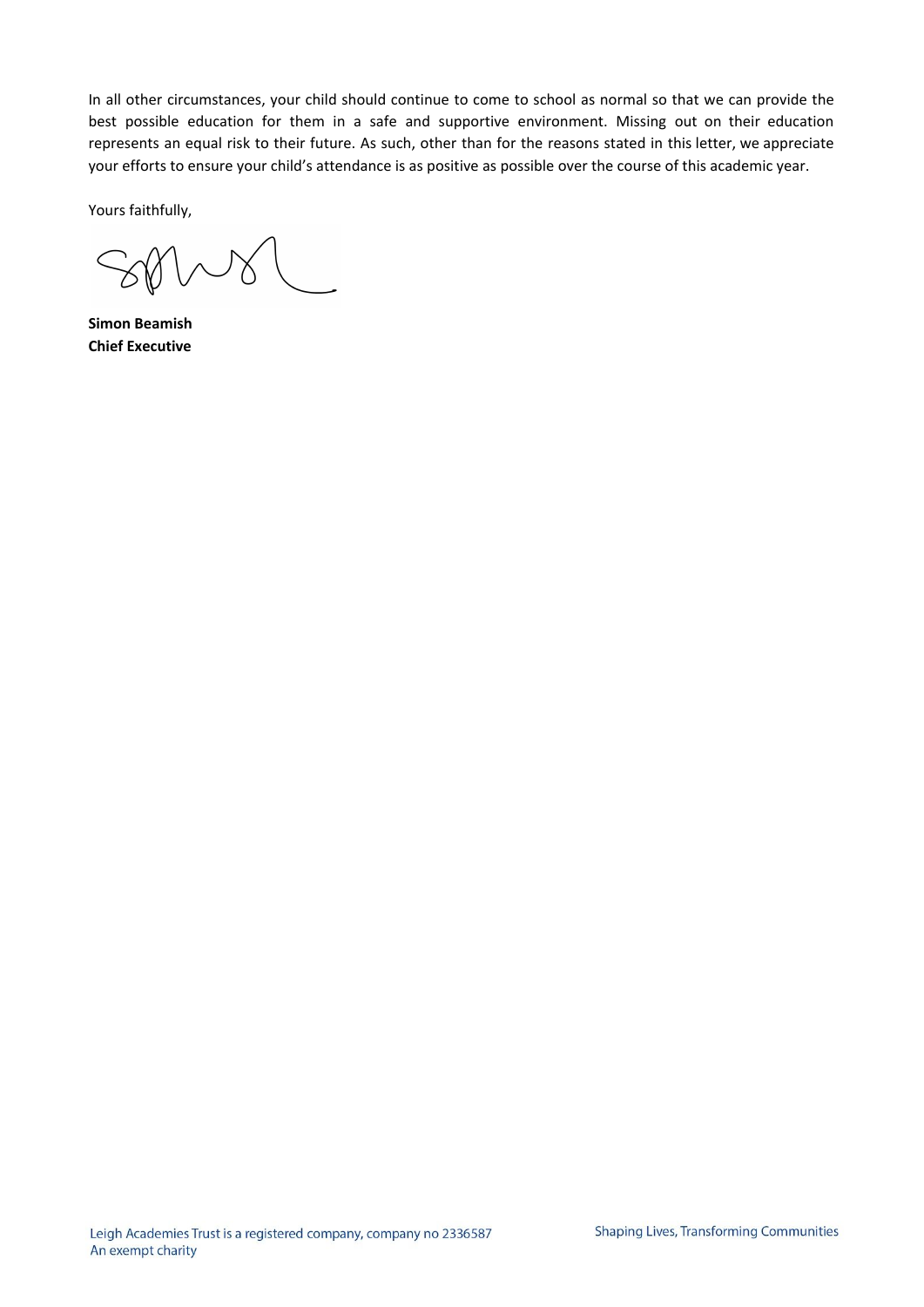In all other circumstances, your child should continue to come to school as normal so that we can provide the best possible education for them in a safe and supportive environment. Missing out on their education represents an equal risk to their future. As such, other than for the reasons stated in this letter, we appreciate your efforts to ensure your child's attendance is as positive as possible over the course of this academic year.

Yours faithfully,

**Simon Beamish**
**Chief Executive**